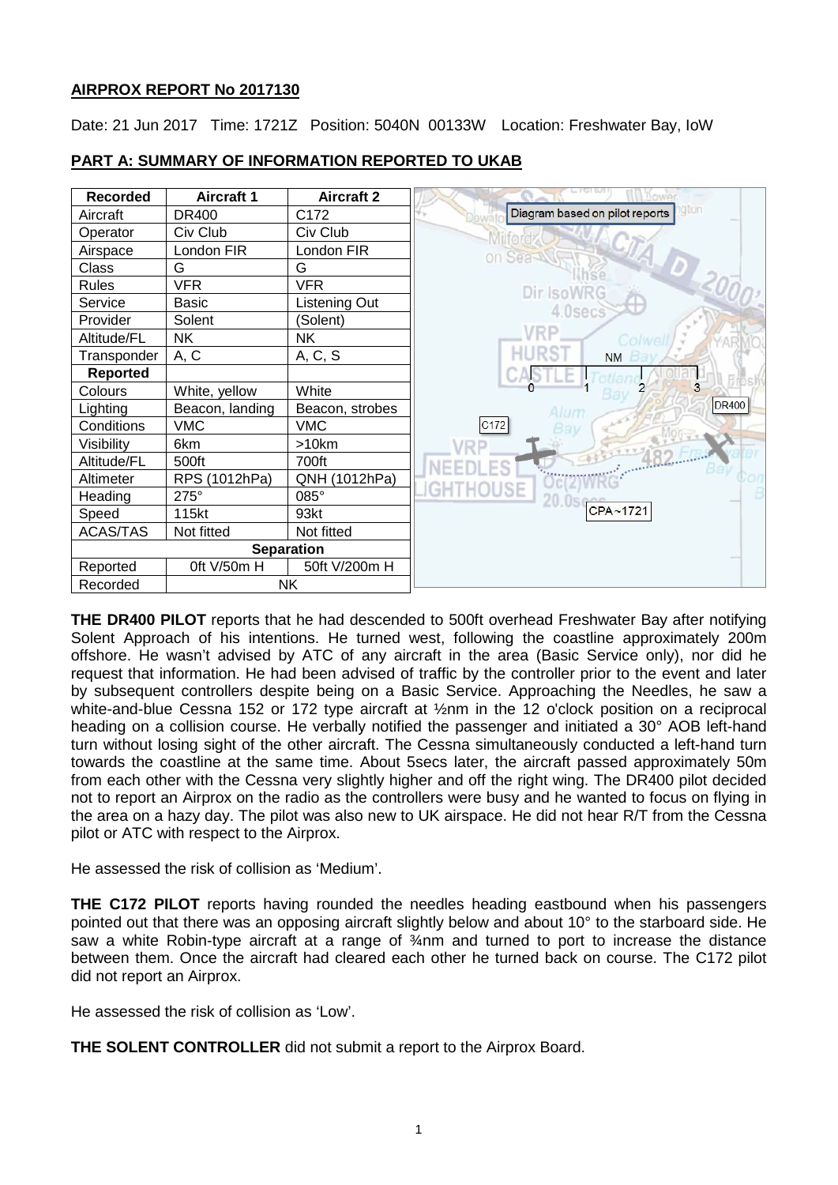## AIRPROX REPORT No 2017130

Date: 21 Jun 2017 Time: 1721Z Position: 5040N 00133W Location: Freshwater Bay, IoW

## PART A: SUMMARY OF INFORMATION REPORTED TO UKAB

| Recorded | Aircraft 1 | Aircraft 2 |
|---|---|---|
| Aircraft | DR400 | C172 |
| Operator | Civ Club | Civ Club |
| Airspace | London FIR | London FIR |
| Class | G | G |
| Rules | VFR | VFR |
| Service | Basic | Listening Out |
| Provider | Solent | (Solent) |
| Altitude/FL | NK | NK |
| Transponder | A, C | A, C, S |
| **Reported** | | |
| Colours | White, yellow | White |
| Lighting | Beacon, landing | Beacon, strobes |
| Conditions | VMC | VMC |
| Visibility | 6km | >10km |
| Altitude/FL | 500ft | 700ft |
| Altimeter | RPS (1012hPa) | QNH (1012hPa) |
| Heading | 275° | 085° |
| Speed | 115kt | 93kt |
| ACAS/TAS | Not fitted | Not fitted |
| **Separation** | | |
| Reported | 0ft V/50m H | 50ft V/200m H |
| Recorded | NK | |

Diagram based on pilot reports

**THE DR400 PILOT** reports that he had descended to 500ft overhead Freshwater Bay after notifying Solent Approach of his intentions. He turned west, following the coastline approximately 200m offshore. He wasn't advised by ATC of any aircraft in the area (Basic Service only), nor did he request that information. He had been advised of traffic by the controller prior to the event and later by subsequent controllers despite being on a Basic Service. Approaching the Needles, he saw a white-and-blue Cessna 152 or 172 type aircraft at ½nm in the 12 o'clock position on a reciprocal heading on a collision course. He verbally notified the passenger and initiated a 30° AOB left-hand turn without losing sight of the other aircraft. The Cessna simultaneously conducted a left-hand turn towards the coastline at the same time. About 5secs later, the aircraft passed approximately 50m from each other with the Cessna very slightly higher and off the right wing. The DR400 pilot decided not to report an Airprox on the radio as the controllers were busy and he wanted to focus on flying in the area on a hazy day. The pilot was also new to UK airspace. He did not hear R/T from the Cessna pilot or ATC with respect to the Airprox.

He assessed the risk of collision as 'Medium'.

**THE C172 PILOT** reports having rounded the needles heading eastbound when his passengers pointed out that there was an opposing aircraft slightly below and about 10° to the starboard side. He saw a white Robin-type aircraft at a range of ¾nm and turned to port to increase the distance between them. Once the aircraft had cleared each other he turned back on course. The C172 pilot did not report an Airprox.

He assessed the risk of collision as 'Low'.

**THE SOLENT CONTROLLER** did not submit a report to the Airprox Board.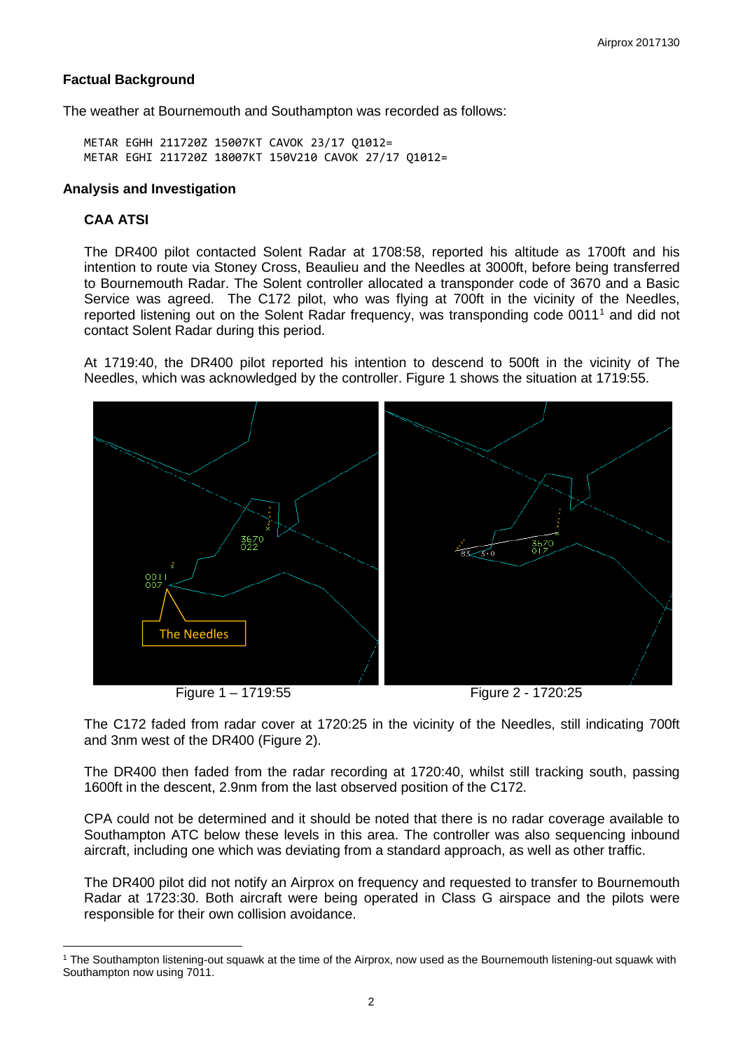## Factual Background

The weather at Bournemouth and Southampton was recorded as follows:

```
METAR EGHH 211720Z 15007KT CAVOK 23/17 Q1012=
METAR EGHI 211720Z 18007KT 150V210 CAVOK 27/17 Q1012=
```

## Analysis and Investigation

### CAA ATSI

The DR400 pilot contacted Solent Radar at 1708:58, reported his altitude as 1700ft and his intention to route via Stoney Cross, Beaulieu and the Needles at 3000ft, before being transferred to Bournemouth Radar. The Solent controller allocated a transponder code of 3670 and a Basic Service was agreed. The C172 pilot, who was flying at 700ft in the vicinity of the Needles, reported listening out on the Solent Radar frequency, was transponding code 0011[1] and did not contact Solent Radar during this period.

At 1719:40, the DR400 pilot reported his intention to descend to 500ft in the vicinity of The Needles, which was acknowledged by the controller. Figure 1 shows the situation at 1719:55.

Figure 1 – 1719:55

Figure 2 - 1720:25

The C172 faded from radar cover at 1720:25 in the vicinity of the Needles, still indicating 700ft and 3nm west of the DR400 (Figure 2).

The DR400 then faded from the radar recording at 1720:40, whilst still tracking south, passing 1600ft in the descent, 2.9nm from the last observed position of the C172.

CPA could not be determined and it should be noted that there is no radar coverage available to Southampton ATC below these levels in this area. The controller was also sequencing inbound aircraft, including one which was deviating from a standard approach, as well as other traffic.

The DR400 pilot did not notify an Airprox on frequency and requested to transfer to Bournemouth Radar at 1723:30. Both aircraft were being operated in Class G airspace and the pilots were responsible for their own collision avoidance.

[1] The Southampton listening-out squawk at the time of the Airprox, now used as the Bournemouth listening-out squawk with Southampton now using 7011.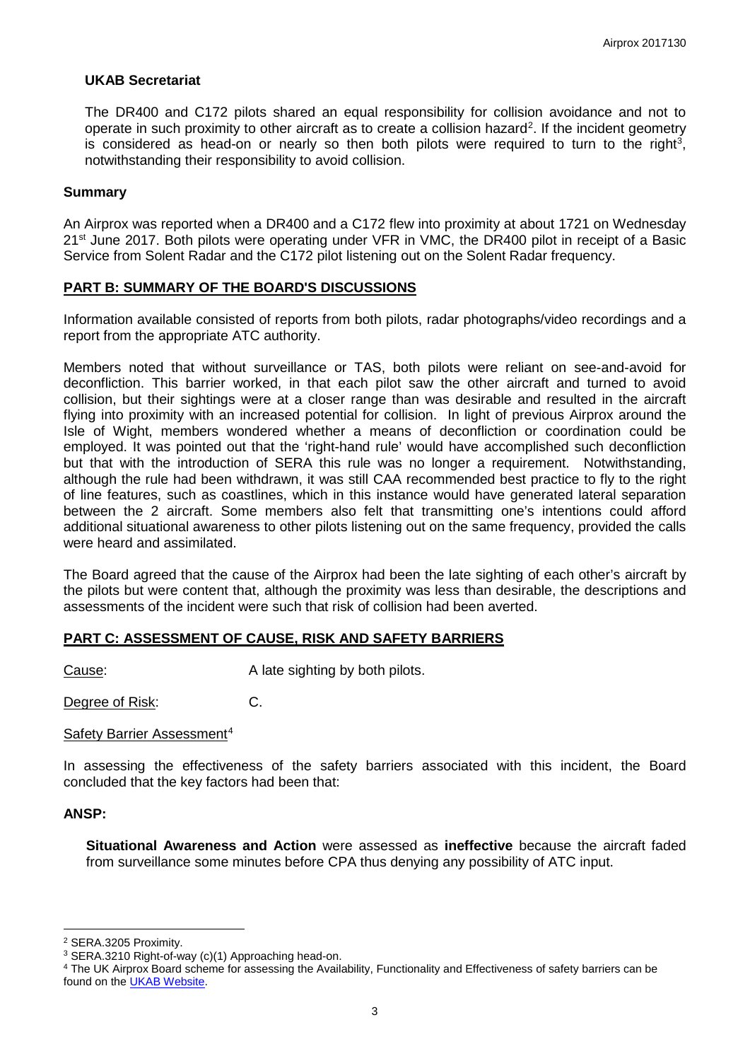**UKAB Secretariat**

The DR400 and C172 pilots shared an equal responsibility for collision avoidance and not to operate in such proximity to other aircraft as to create a collision hazard[2]. If the incident geometry is considered as head-on or nearly so then both pilots were required to turn to the right[3], notwithstanding their responsibility to avoid collision.

## Summary

An Airprox was reported when a DR400 and a C172 flew into proximity at about 1721 on Wednesday 21st June 2017. Both pilots were operating under VFR in VMC, the DR400 pilot in receipt of a Basic Service from Solent Radar and the C172 pilot listening out on the Solent Radar frequency.

## PART B: SUMMARY OF THE BOARD'S DISCUSSIONS

Information available consisted of reports from both pilots, radar photographs/video recordings and a report from the appropriate ATC authority.

Members noted that without surveillance or TAS, both pilots were reliant on see-and-avoid for deconfliction. This barrier worked, in that each pilot saw the other aircraft and turned to avoid collision, but their sightings were at a closer range than was desirable and resulted in the aircraft flying into proximity with an increased potential for collision. In light of previous Airprox around the Isle of Wight, members wondered whether a means of deconfliction or coordination could be employed. It was pointed out that the 'right-hand rule' would have accomplished such deconfliction but that with the introduction of SERA this rule was no longer a requirement. Notwithstanding, although the rule had been withdrawn, it was still CAA recommended best practice to fly to the right of line features, such as coastlines, which in this instance would have generated lateral separation between the 2 aircraft. Some members also felt that transmitting one's intentions could afford additional situational awareness to other pilots listening out on the same frequency, provided the calls were heard and assimilated.

The Board agreed that the cause of the Airprox had been the late sighting of each other's aircraft by the pilots but were content that, although the proximity was less than desirable, the descriptions and assessments of the incident were such that risk of collision had been averted.

## PART C: ASSESSMENT OF CAUSE, RISK AND SAFETY BARRIERS

Cause: A late sighting by both pilots.

Degree of Risk: C.

Safety Barrier Assessment[4]

In assessing the effectiveness of the safety barriers associated with this incident, the Board concluded that the key factors had been that:

**ANSP:**

**Situational Awareness and Action** were assessed as **ineffective** because the aircraft faded from surveillance some minutes before CPA thus denying any possibility of ATC input.

---

[2] SERA.3205 Proximity.

[3] SERA.3210 Right-of-way (c)(1) Approaching head-on.

[4] The UK Airprox Board scheme for assessing the Availability, Functionality and Effectiveness of safety barriers can be found on the UKAB Website.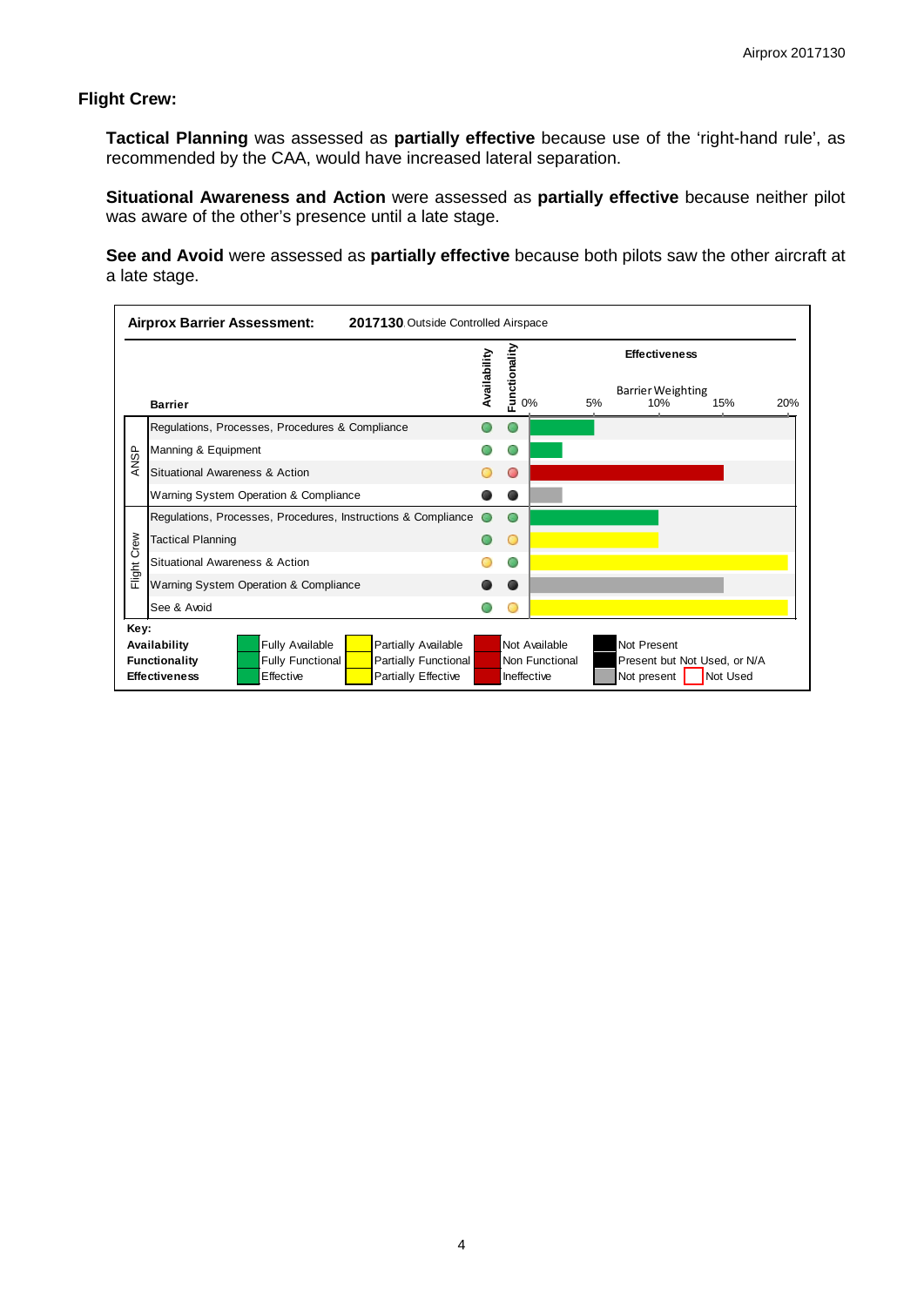**Flight Crew:**

**Tactical Planning** was assessed as **partially effective** because use of the 'right-hand rule', as recommended by the CAA, would have increased lateral separation.

**Situational Awareness and Action** were assessed as **partially effective** because neither pilot was aware of the other's presence until a late stage.

**See and Avoid** were assessed as **partially effective** because both pilots saw the other aircraft at a late stage.

**Airprox Barrier Assessment:** **2017130** Outside Controlled Airspace

Barrier
Availability
Functionality
Effectiveness
Barrier Weighting
0%
5%
10%
15%
20%

ANSP
Regulations, Processes, Procedures & Compliance
Manning & Equipment
Situational Awareness & Action
Warning System Operation & Compliance

Flight Crew
Regulations, Processes, Procedures, Instructions & Compliance
Tactical Planning
Situational Awareness & Action
Warning System Operation & Compliance
See & Avoid

Key:
**Availability** Fully Available Partially Available Not Available Not Present
**Functionality** Fully Functional Partially Functional Non Functional Present but Not Used, or N/A
**Effectiveness** Effective Partially Effective Ineffective Not present Not Used